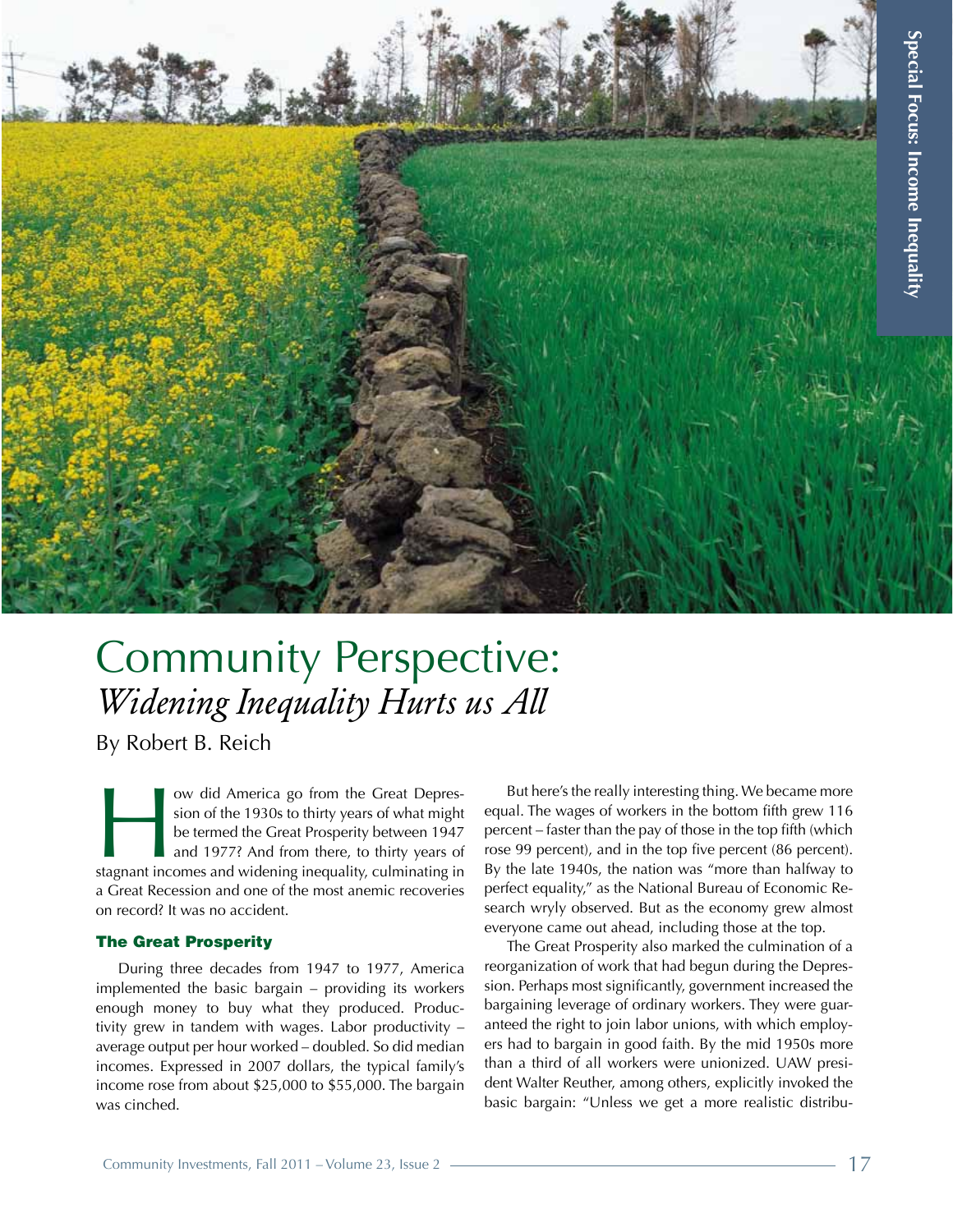# Community Perspective: *Widening Inequality Hurts us All*

By Robert B. Reich

How did America go from the Great Depression of the 1930s to thirty years of what might be termed the Great Prosperity between 1947 and 1977? And from there, to thirty years of stagnant incomes and widening inequality, culminating in a Great Recession and one of the most anemic recoveries on record? It was no accident.

### The Great Prosperity

During three decades from 1947 to 1977, America implemented the basic bargain – providing its workers enough money to buy what they produced. Productivity grew in tandem with wages. Labor productivity – average output per hour worked – doubled. So did median incomes. Expressed in 2007 dollars, the typical family's income rose from about $25,000 to $55,000. The bargain was cinched.

But here's the really interesting thing. We became more equal. The wages of workers in the bottom fifth grew 116 percent – faster than the pay of those in the top fifth (which rose 99 percent), and in the top five percent (86 percent). By the late 1940s, the nation was "more than halfway to perfect equality," as the National Bureau of Economic Research wryly observed. But as the economy grew almost everyone came out ahead, including those at the top.

The Great Prosperity also marked the culmination of a reorganization of work that had begun during the Depression. Perhaps most significantly, government increased the bargaining leverage of ordinary workers. They were guaranteed the right to join labor unions, with which employers had to bargain in good faith. By the mid 1950s more than a third of all workers were unionized. UAW president Walter Reuther, among others, explicitly invoked the basic bargain: "Unless we get a more realistic distribu-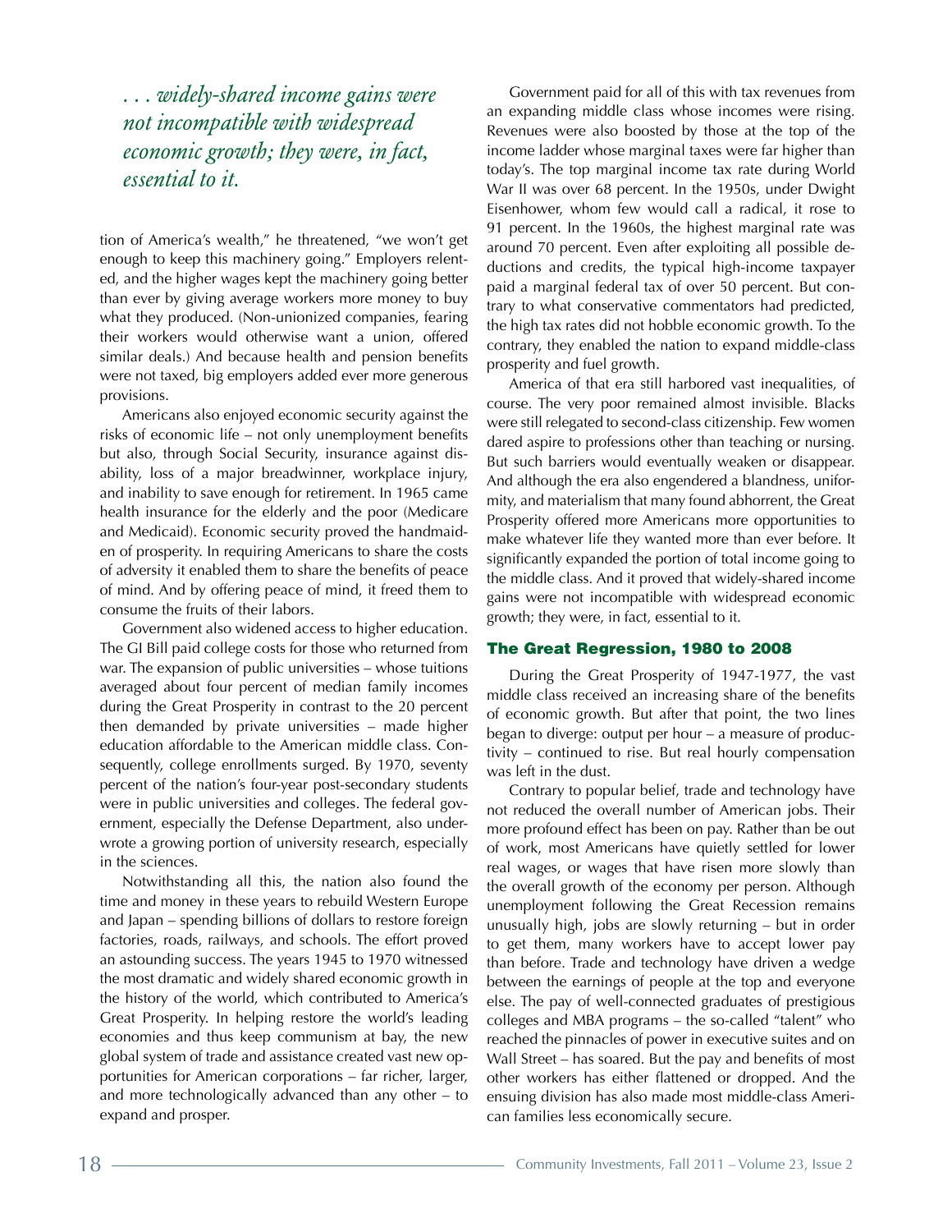*. . . widely-shared income gains were not incompatible with widespread economic growth; they were, in fact, essential to it.*

tion of America's wealth," he threatened, "we won't get enough to keep this machinery going." Employers relented, and the higher wages kept the machinery going better than ever by giving average workers more money to buy what they produced. (Non-unionized companies, fearing their workers would otherwise want a union, offered similar deals.) And because health and pension benefits were not taxed, big employers added ever more generous provisions.

Americans also enjoyed economic security against the risks of economic life – not only unemployment benefits but also, through Social Security, insurance against disability, loss of a major breadwinner, workplace injury, and inability to save enough for retirement. In 1965 came health insurance for the elderly and the poor (Medicare and Medicaid). Economic security proved the handmaiden of prosperity. In requiring Americans to share the costs of adversity it enabled them to share the benefits of peace of mind. And by offering peace of mind, it freed them to consume the fruits of their labors.

Government also widened access to higher education. The GI Bill paid college costs for those who returned from war. The expansion of public universities – whose tuitions averaged about four percent of median family incomes during the Great Prosperity in contrast to the 20 percent then demanded by private universities – made higher education affordable to the American middle class. Consequently, college enrollments surged. By 1970, seventy percent of the nation's four-year post-secondary students were in public universities and colleges. The federal government, especially the Defense Department, also underwrote a growing portion of university research, especially in the sciences.

Notwithstanding all this, the nation also found the time and money in these years to rebuild Western Europe and Japan – spending billions of dollars to restore foreign factories, roads, railways, and schools. The effort proved an astounding success. The years 1945 to 1970 witnessed the most dramatic and widely shared economic growth in the history of the world, which contributed to America's Great Prosperity. In helping restore the world's leading economies and thus keep communism at bay, the new global system of trade and assistance created vast new opportunities for American corporations – far richer, larger, and more technologically advanced than any other – to expand and prosper.

Government paid for all of this with tax revenues from an expanding middle class whose incomes were rising. Revenues were also boosted by those at the top of the income ladder whose marginal taxes were far higher than today's. The top marginal income tax rate during World War II was over 68 percent. In the 1950s, under Dwight Eisenhower, whom few would call a radical, it rose to 91 percent. In the 1960s, the highest marginal rate was around 70 percent. Even after exploiting all possible deductions and credits, the typical high-income taxpayer paid a marginal federal tax of over 50 percent. But contrary to what conservative commentators had predicted, the high tax rates did not hobble economic growth. To the contrary, they enabled the nation to expand middle-class prosperity and fuel growth.

America of that era still harbored vast inequalities, of course. The very poor remained almost invisible. Blacks were still relegated to second-class citizenship. Few women dared aspire to professions other than teaching or nursing. But such barriers would eventually weaken or disappear. And although the era also engendered a blandness, uniformity, and materialism that many found abhorrent, the Great Prosperity offered more Americans more opportunities to make whatever life they wanted more than ever before. It significantly expanded the portion of total income going to the middle class. And it proved that widely-shared income gains were not incompatible with widespread economic growth; they were, in fact, essential to it.

## The Great Regression, 1980 to 2008

During the Great Prosperity of 1947-1977, the vast middle class received an increasing share of the benefits of economic growth. But after that point, the two lines began to diverge: output per hour – a measure of productivity – continued to rise. But real hourly compensation was left in the dust.

Contrary to popular belief, trade and technology have not reduced the overall number of American jobs. Their more profound effect has been on pay. Rather than be out of work, most Americans have quietly settled for lower real wages, or wages that have risen more slowly than the overall growth of the economy per person. Although unemployment following the Great Recession remains unusually high, jobs are slowly returning – but in order to get them, many workers have to accept lower pay than before. Trade and technology have driven a wedge between the earnings of people at the top and everyone else. The pay of well-connected graduates of prestigious colleges and MBA programs – the so-called "talent" who reached the pinnacles of power in executive suites and on Wall Street – has soared. But the pay and benefits of most other workers has either flattened or dropped. And the ensuing division has also made most middle-class American families less economically secure.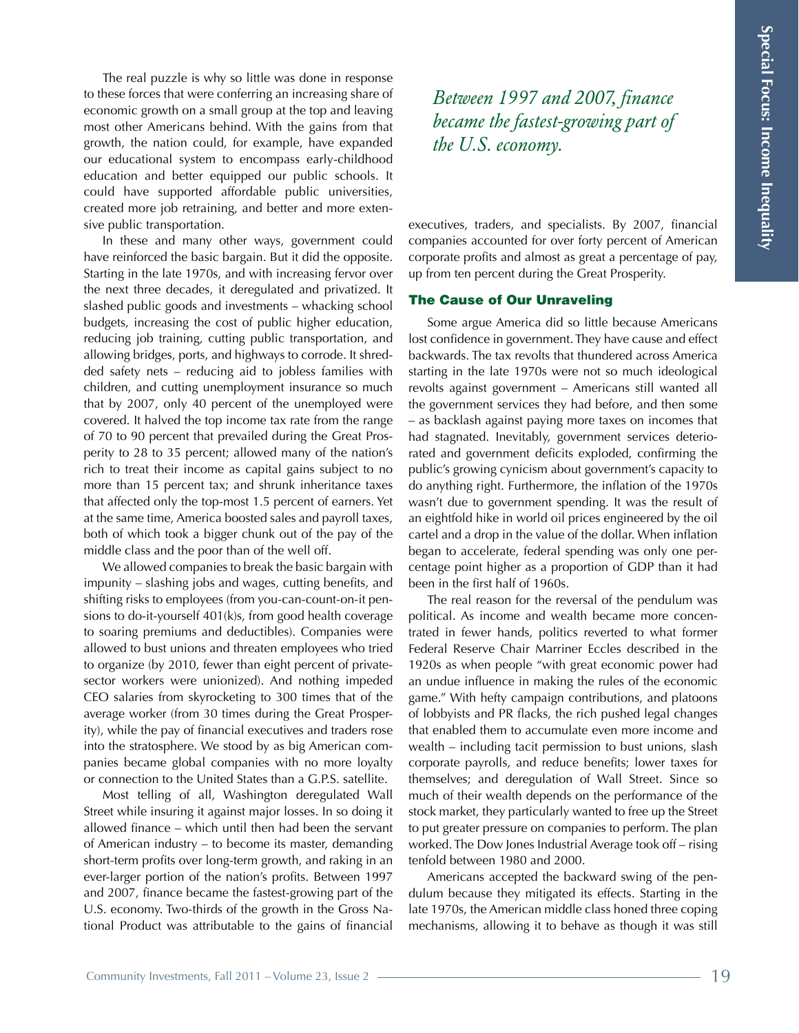The real puzzle is why so little was done in response to these forces that were conferring an increasing share of economic growth on a small group at the top and leaving most other Americans behind. With the gains from that growth, the nation could, for example, have expanded our educational system to encompass early-childhood education and better equipped our public schools. It could have supported affordable public universities, created more job retraining, and better and more extensive public transportation.

In these and many other ways, government could have reinforced the basic bargain. But it did the opposite. Starting in the late 1970s, and with increasing fervor over the next three decades, it deregulated and privatized. It slashed public goods and investments – whacking school budgets, increasing the cost of public higher education, reducing job training, cutting public transportation, and allowing bridges, ports, and highways to corrode. It shredded safety nets – reducing aid to jobless families with children, and cutting unemployment insurance so much that by 2007, only 40 percent of the unemployed were covered. It halved the top income tax rate from the range of 70 to 90 percent that prevailed during the Great Prosperity to 28 to 35 percent; allowed many of the nation's rich to treat their income as capital gains subject to no more than 15 percent tax; and shrunk inheritance taxes that affected only the top-most 1.5 percent of earners. Yet at the same time, America boosted sales and payroll taxes, both of which took a bigger chunk out of the pay of the middle class and the poor than of the well off.

We allowed companies to break the basic bargain with impunity – slashing jobs and wages, cutting benefits, and shifting risks to employees (from you-can-count-on-it pensions to do-it-yourself 401(k)s, from good health coverage to soaring premiums and deductibles). Companies were allowed to bust unions and threaten employees who tried to organize (by 2010, fewer than eight percent of private-sector workers were unionized). And nothing impeded CEO salaries from skyrocketing to 300 times that of the average worker (from 30 times during the Great Prosperity), while the pay of financial executives and traders rose into the stratosphere. We stood by as big American companies became global companies with no more loyalty or connection to the United States than a G.P.S. satellite.

Most telling of all, Washington deregulated Wall Street while insuring it against major losses. In so doing it allowed finance – which until then had been the servant of American industry – to become its master, demanding short-term profits over long-term growth, and raking in an ever-larger portion of the nation's profits. Between 1997 and 2007, finance became the fastest-growing part of the U.S. economy. Two-thirds of the growth in the Gross National Product was attributable to the gains of financial executives, traders, and specialists. By 2007, financial companies accounted for over forty percent of American corporate profits and almost as great a percentage of pay, up from ten percent during the Great Prosperity.

*Between 1997 and 2007, finance became the fastest-growing part of the U.S. economy.*

## The Cause of Our Unraveling

Some argue America did so little because Americans lost confidence in government. They have cause and effect backwards. The tax revolts that thundered across America starting in the late 1970s were not so much ideological revolts against government – Americans still wanted all the government services they had before, and then some – as backlash against paying more taxes on incomes that had stagnated. Inevitably, government services deteriorated and government deficits exploded, confirming the public's growing cynicism about government's capacity to do anything right. Furthermore, the inflation of the 1970s wasn't due to government spending. It was the result of an eightfold hike in world oil prices engineered by the oil cartel and a drop in the value of the dollar. When inflation began to accelerate, federal spending was only one percentage point higher as a proportion of GDP than it had been in the first half of 1960s.

The real reason for the reversal of the pendulum was political. As income and wealth became more concentrated in fewer hands, politics reverted to what former Federal Reserve Chair Marriner Eccles described in the 1920s as when people "with great economic power had an undue influence in making the rules of the economic game." With hefty campaign contributions, and platoons of lobbyists and PR flacks, the rich pushed legal changes that enabled them to accumulate even more income and wealth – including tacit permission to bust unions, slash corporate payrolls, and reduce benefits; lower taxes for themselves; and deregulation of Wall Street. Since so much of their wealth depends on the performance of the stock market, they particularly wanted to free up the Street to put greater pressure on companies to perform. The plan worked. The Dow Jones Industrial Average took off – rising tenfold between 1980 and 2000.

Americans accepted the backward swing of the pendulum because they mitigated its effects. Starting in the late 1970s, the American middle class honed three coping mechanisms, allowing it to behave as though it was still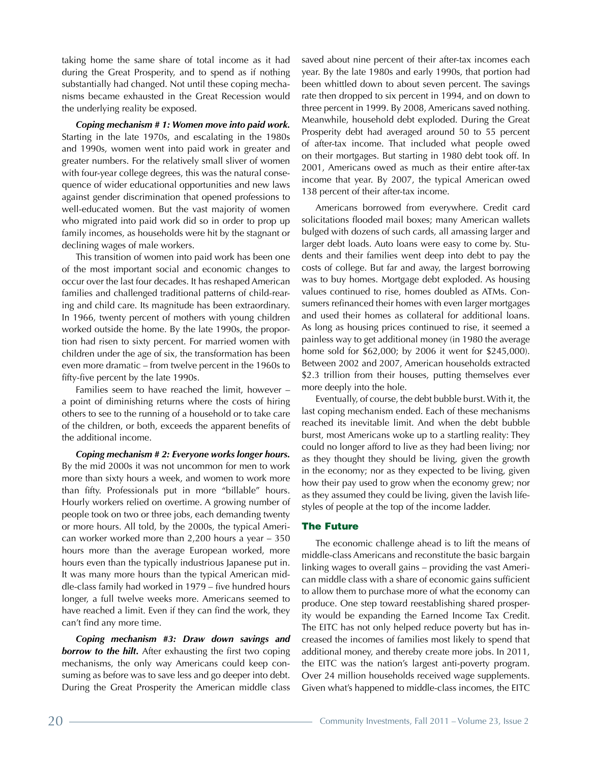taking home the same share of total income as it had during the Great Prosperity, and to spend as if nothing substantially had changed. Not until these coping mechanisms became exhausted in the Great Recession would the underlying reality be exposed.

***Coping mechanism # 1: Women move into paid work.*** Starting in the late 1970s, and escalating in the 1980s and 1990s, women went into paid work in greater and greater numbers. For the relatively small sliver of women with four-year college degrees, this was the natural consequence of wider educational opportunities and new laws against gender discrimination that opened professions to well-educated women. But the vast majority of women who migrated into paid work did so in order to prop up family incomes, as households were hit by the stagnant or declining wages of male workers.

This transition of women into paid work has been one of the most important social and economic changes to occur over the last four decades. It has reshaped American families and challenged traditional patterns of child-rearing and child care. Its magnitude has been extraordinary. In 1966, twenty percent of mothers with young children worked outside the home. By the late 1990s, the proportion had risen to sixty percent. For married women with children under the age of six, the transformation has been even more dramatic – from twelve percent in the 1960s to fifty-five percent by the late 1990s.

Families seem to have reached the limit, however – a point of diminishing returns where the costs of hiring others to see to the running of a household or to take care of the children, or both, exceeds the apparent benefits of the additional income.

***Coping mechanism # 2: Everyone works longer hours.*** By the mid 2000s it was not uncommon for men to work more than sixty hours a week, and women to work more than fifty. Professionals put in more "billable" hours. Hourly workers relied on overtime. A growing number of people took on two or three jobs, each demanding twenty or more hours. All told, by the 2000s, the typical American worker worked more than 2,200 hours a year – 350 hours more than the average European worked, more hours even than the typically industrious Japanese put in. It was many more hours than the typical American middle-class family had worked in 1979 – five hundred hours longer, a full twelve weeks more. Americans seemed to have reached a limit. Even if they can find the work, they can't find any more time.

***Coping mechanism #3: Draw down savings and borrow to the hilt.*** After exhausting the first two coping mechanisms, the only way Americans could keep consuming as before was to save less and go deeper into debt. During the Great Prosperity the American middle class saved about nine percent of their after-tax incomes each year. By the late 1980s and early 1990s, that portion had been whittled down to about seven percent. The savings rate then dropped to six percent in 1994, and on down to three percent in 1999. By 2008, Americans saved nothing. Meanwhile, household debt exploded. During the Great Prosperity debt had averaged around 50 to 55 percent of after-tax income. That included what people owed on their mortgages. But starting in 1980 debt took off. In 2001, Americans owed as much as their entire after-tax income that year. By 2007, the typical American owed 138 percent of their after-tax income.

Americans borrowed from everywhere. Credit card solicitations flooded mail boxes; many American wallets bulged with dozens of such cards, all amassing larger and larger debt loads. Auto loans were easy to come by. Students and their families went deep into debt to pay the costs of college. But far and away, the largest borrowing was to buy homes. Mortgage debt exploded. As housing values continued to rise, homes doubled as ATMs. Consumers refinanced their homes with even larger mortgages and used their homes as collateral for additional loans. As long as housing prices continued to rise, it seemed a painless way to get additional money (in 1980 the average home sold for $62,000; by 2006 it went for $245,000). Between 2002 and 2007, American households extracted $2.3 trillion from their houses, putting themselves ever more deeply into the hole.

Eventually, of course, the debt bubble burst. With it, the last coping mechanism ended. Each of these mechanisms reached its inevitable limit. And when the debt bubble burst, most Americans woke up to a startling reality: They could no longer afford to live as they had been living; nor as they thought they should be living, given the growth in the economy; nor as they expected to be living, given how their pay used to grow when the economy grew; nor as they assumed they could be living, given the lavish lifestyles of people at the top of the income ladder.

## The Future

The economic challenge ahead is to lift the means of middle-class Americans and reconstitute the basic bargain linking wages to overall gains – providing the vast American middle class with a share of economic gains sufficient to allow them to purchase more of what the economy can produce. One step toward reestablishing shared prosperity would be expanding the Earned Income Tax Credit. The EITC has not only helped reduce poverty but has increased the incomes of families most likely to spend that additional money, and thereby create more jobs. In 2011, the EITC was the nation's largest anti-poverty program. Over 24 million households received wage supplements. Given what's happened to middle-class incomes, the EITC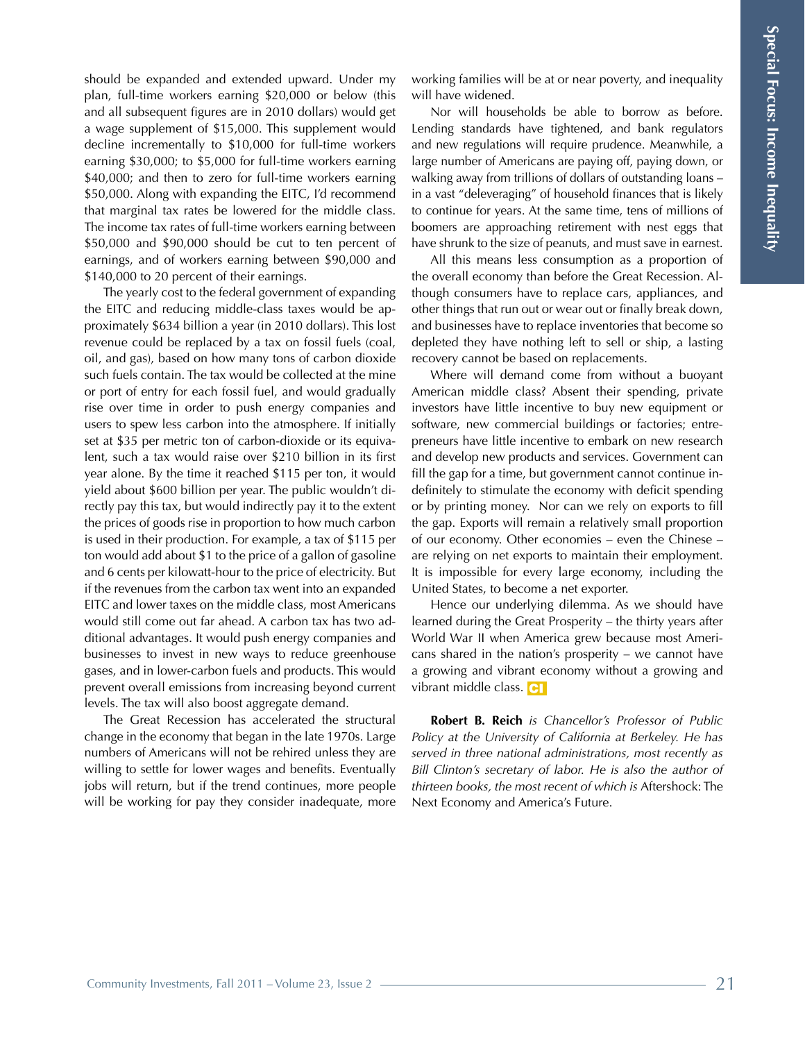should be expanded and extended upward. Under my plan, full-time workers earning $20,000 or below (this and all subsequent figures are in 2010 dollars) would get a wage supplement of $15,000. This supplement would decline incrementally to $10,000 for full-time workers earning $30,000; to $5,000 for full-time workers earning $40,000; and then to zero for full-time workers earning $50,000. Along with expanding the EITC, I'd recommend that marginal tax rates be lowered for the middle class. The income tax rates of full-time workers earning between $50,000 and $90,000 should be cut to ten percent of earnings, and of workers earning between $90,000 and $140,000 to 20 percent of their earnings.

The yearly cost to the federal government of expanding the EITC and reducing middle-class taxes would be approximately $634 billion a year (in 2010 dollars). This lost revenue could be replaced by a tax on fossil fuels (coal, oil, and gas), based on how many tons of carbon dioxide such fuels contain. The tax would be collected at the mine or port of entry for each fossil fuel, and would gradually rise over time in order to push energy companies and users to spew less carbon into the atmosphere. If initially set at $35 per metric ton of carbon-dioxide or its equivalent, such a tax would raise over $210 billion in its first year alone. By the time it reached $115 per ton, it would yield about $600 billion per year. The public wouldn't directly pay this tax, but would indirectly pay it to the extent the prices of goods rise in proportion to how much carbon is used in their production. For example, a tax of $115 per ton would add about $1 to the price of a gallon of gasoline and 6 cents per kilowatt-hour to the price of electricity. But if the revenues from the carbon tax went into an expanded EITC and lower taxes on the middle class, most Americans would still come out far ahead. A carbon tax has two additional advantages. It would push energy companies and businesses to invest in new ways to reduce greenhouse gases, and in lower-carbon fuels and products. This would prevent overall emissions from increasing beyond current levels. The tax will also boost aggregate demand.

The Great Recession has accelerated the structural change in the economy that began in the late 1970s. Large numbers of Americans will not be rehired unless they are willing to settle for lower wages and benefits. Eventually jobs will return, but if the trend continues, more people will be working for pay they consider inadequate, more working families will be at or near poverty, and inequality will have widened.

Nor will households be able to borrow as before. Lending standards have tightened, and bank regulators and new regulations will require prudence. Meanwhile, a large number of Americans are paying off, paying down, or walking away from trillions of dollars of outstanding loans – in a vast "deleveraging" of household finances that is likely to continue for years. At the same time, tens of millions of boomers are approaching retirement with nest eggs that have shrunk to the size of peanuts, and must save in earnest.

All this means less consumption as a proportion of the overall economy than before the Great Recession. Although consumers have to replace cars, appliances, and other things that run out or wear out or finally break down, and businesses have to replace inventories that become so depleted they have nothing left to sell or ship, a lasting recovery cannot be based on replacements.

Where will demand come from without a buoyant American middle class? Absent their spending, private investors have little incentive to buy new equipment or software, new commercial buildings or factories; entrepreneurs have little incentive to embark on new research and develop new products and services. Government can fill the gap for a time, but government cannot continue indefinitely to stimulate the economy with deficit spending or by printing money. Nor can we rely on exports to fill the gap. Exports will remain a relatively small proportion of our economy. Other economies – even the Chinese – are relying on net exports to maintain their employment. It is impossible for every large economy, including the United States, to become a net exporter.

Hence our underlying dilemma. As we should have learned during the Great Prosperity – the thirty years after World War II when America grew because most Americans shared in the nation's prosperity – we cannot have a growing and vibrant economy without a growing and vibrant middle class. CI

**Robert B. Reich** *is Chancellor's Professor of Public Policy at the University of California at Berkeley. He has served in three national administrations, most recently as Bill Clinton's secretary of labor. He is also the author of thirteen books, the most recent of which is* Aftershock: The Next Economy and America's Future.